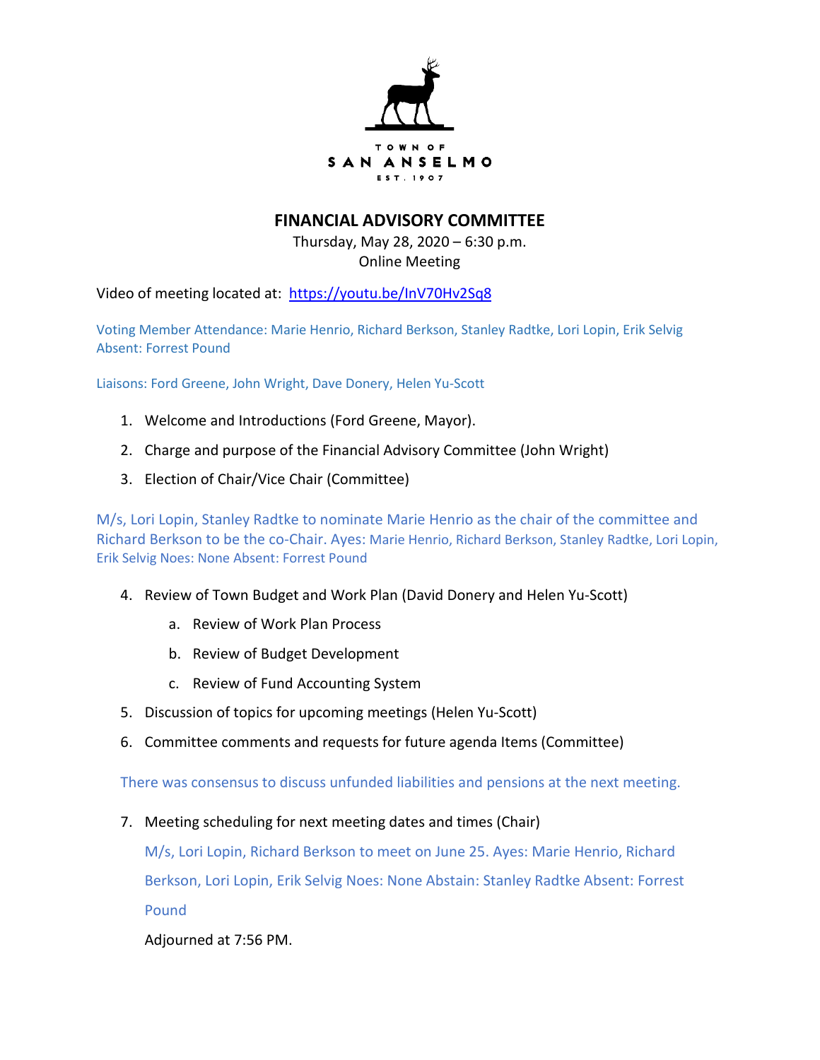TOWN OF
SAN ANSELMO
EST. 1907

# FINANCIAL ADVISORY COMMITTEE

Thursday, May 28, 2020 – 6:30 p.m.
Online Meeting

Video of meeting located at: https://youtu.be/InV70Hv2Sq8

Voting Member Attendance: Marie Henrio, Richard Berkson, Stanley Radtke, Lori Lopin, Erik Selvig
Absent: Forrest Pound

Liaisons: Ford Greene, John Wright, Dave Donery, Helen Yu-Scott

1. Welcome and Introductions (Ford Greene, Mayor).
2. Charge and purpose of the Financial Advisory Committee (John Wright)
3. Election of Chair/Vice Chair (Committee)

M/s, Lori Lopin, Stanley Radtke to nominate Marie Henrio as the chair of the committee and Richard Berkson to be the co-Chair. Ayes: Marie Henrio, Richard Berkson, Stanley Radtke, Lori Lopin, Erik Selvig Noes: None Absent: Forrest Pound

4. Review of Town Budget and Work Plan (David Donery and Helen Yu-Scott)
   a. Review of Work Plan Process
   b. Review of Budget Development
   c. Review of Fund Accounting System
5. Discussion of topics for upcoming meetings (Helen Yu-Scott)
6. Committee comments and requests for future agenda Items (Committee)

There was consensus to discuss unfunded liabilities and pensions at the next meeting.

7. Meeting scheduling for next meeting dates and times (Chair)

   M/s, Lori Lopin, Richard Berkson to meet on June 25. Ayes: Marie Henrio, Richard Berkson, Lori Lopin, Erik Selvig Noes: None Abstain: Stanley Radtke Absent: Forrest Pound

   Adjourned at 7:56 PM.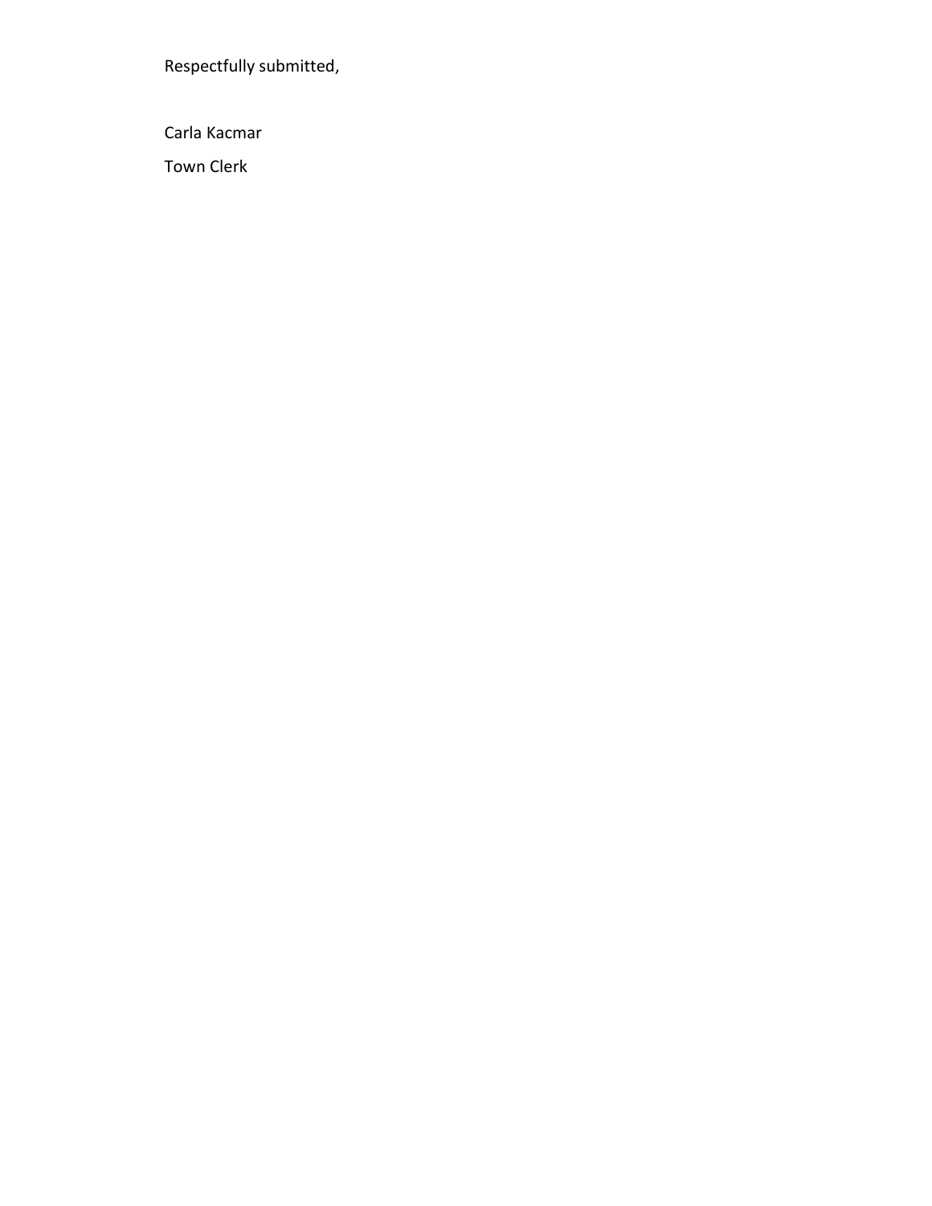Respectfully submitted,

Carla Kacmar

Town Clerk